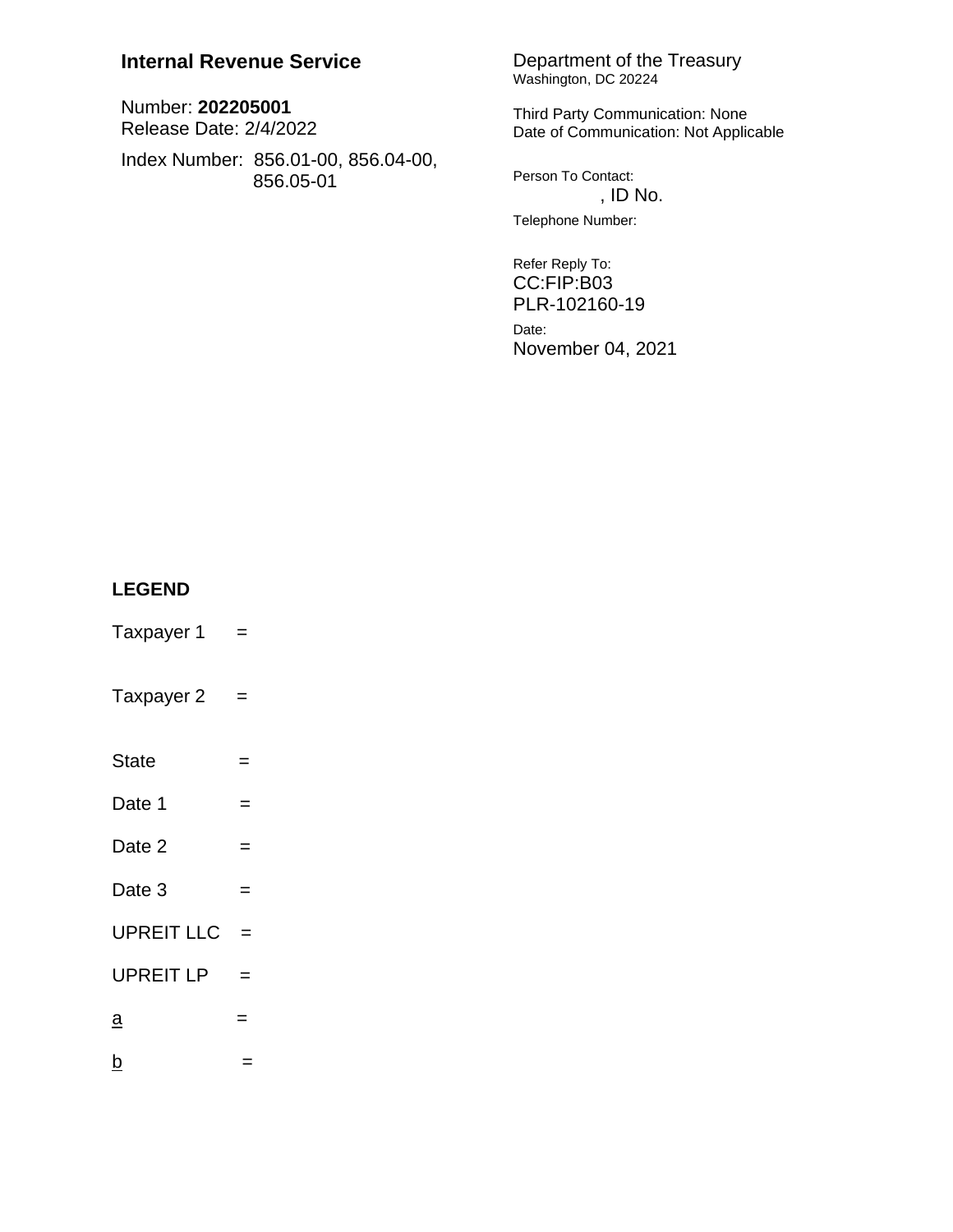**Internal Revenue Service**

Number: **202205001**
Release Date: 2/4/2022

Index Number: 856.01-00, 856.04-00, 856.05-01

Department of the Treasury
Washington, DC 20224

Third Party Communication: None
Date of Communication: Not Applicable

Person To Contact:
, ID No.

Telephone Number:

Refer Reply To:
CC:FIP:B03
PLR-102160-19

Date:
November 04, 2021

**LEGEND**

Taxpayer 1 =

Taxpayer 2 =

State =

Date 1 =

Date 2 =

Date 3 =

UPREIT LLC =

UPREIT LP =

a =

b =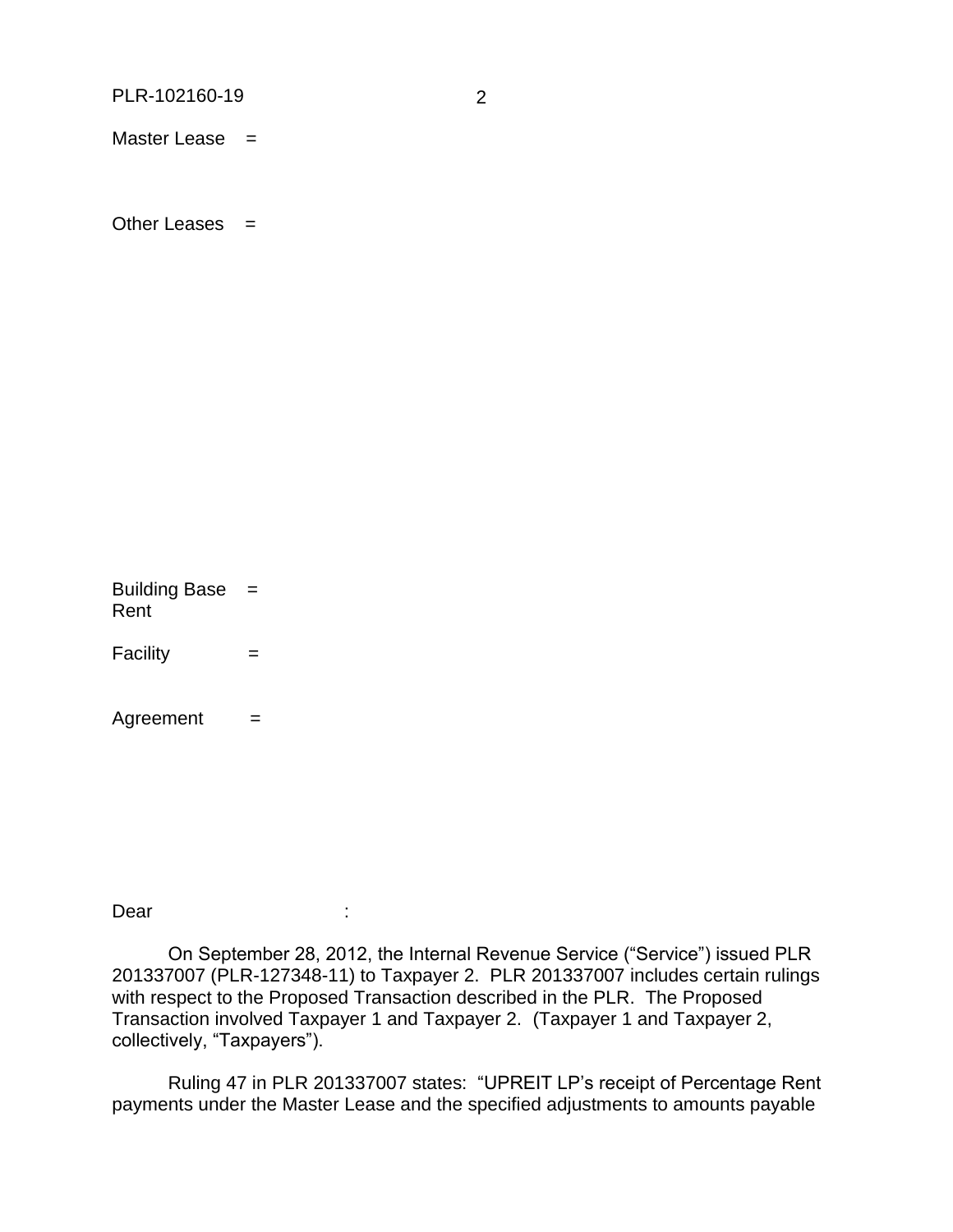Master Lease =

Other Leases =

Building Base Rent =

Facility =

Agreement =

Dear :

On September 28, 2012, the Internal Revenue Service ("Service") issued PLR 201337007 (PLR-127348-11) to Taxpayer 2. PLR 201337007 includes certain rulings with respect to the Proposed Transaction described in the PLR. The Proposed Transaction involved Taxpayer 1 and Taxpayer 2. (Taxpayer 1 and Taxpayer 2, collectively, "Taxpayers").

Ruling 47 in PLR 201337007 states: "UPREIT LP's receipt of Percentage Rent payments under the Master Lease and the specified adjustments to amounts payable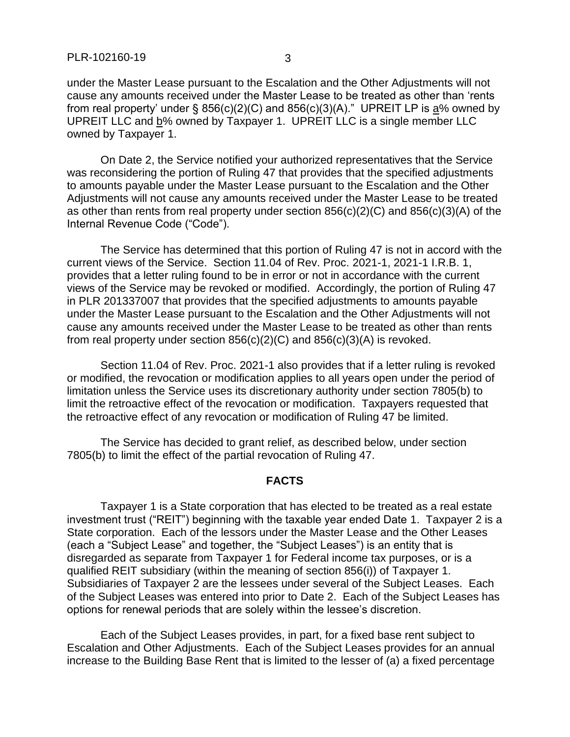under the Master Lease pursuant to the Escalation and the Other Adjustments will not cause any amounts received under the Master Lease to be treated as other than 'rents from real property' under § 856(c)(2)(C) and 856(c)(3)(A)." UPREIT LP is a% owned by UPREIT LLC and b% owned by Taxpayer 1. UPREIT LLC is a single member LLC owned by Taxpayer 1.

On Date 2, the Service notified your authorized representatives that the Service was reconsidering the portion of Ruling 47 that provides that the specified adjustments to amounts payable under the Master Lease pursuant to the Escalation and the Other Adjustments will not cause any amounts received under the Master Lease to be treated as other than rents from real property under section 856(c)(2)(C) and 856(c)(3)(A) of the Internal Revenue Code ("Code").

The Service has determined that this portion of Ruling 47 is not in accord with the current views of the Service. Section 11.04 of Rev. Proc. 2021-1, 2021-1 I.R.B. 1, provides that a letter ruling found to be in error or not in accordance with the current views of the Service may be revoked or modified. Accordingly, the portion of Ruling 47 in PLR 201337007 that provides that the specified adjustments to amounts payable under the Master Lease pursuant to the Escalation and the Other Adjustments will not cause any amounts received under the Master Lease to be treated as other than rents from real property under section 856(c)(2)(C) and 856(c)(3)(A) is revoked.

Section 11.04 of Rev. Proc. 2021-1 also provides that if a letter ruling is revoked or modified, the revocation or modification applies to all years open under the period of limitation unless the Service uses its discretionary authority under section 7805(b) to limit the retroactive effect of the revocation or modification. Taxpayers requested that the retroactive effect of any revocation or modification of Ruling 47 be limited.

The Service has decided to grant relief, as described below, under section 7805(b) to limit the effect of the partial revocation of Ruling 47.

## FACTS

Taxpayer 1 is a State corporation that has elected to be treated as a real estate investment trust ("REIT") beginning with the taxable year ended Date 1. Taxpayer 2 is a State corporation. Each of the lessors under the Master Lease and the Other Leases (each a "Subject Lease" and together, the "Subject Leases") is an entity that is disregarded as separate from Taxpayer 1 for Federal income tax purposes, or is a qualified REIT subsidiary (within the meaning of section 856(i)) of Taxpayer 1. Subsidiaries of Taxpayer 2 are the lessees under several of the Subject Leases. Each of the Subject Leases was entered into prior to Date 2. Each of the Subject Leases has options for renewal periods that are solely within the lessee's discretion.

Each of the Subject Leases provides, in part, for a fixed base rent subject to Escalation and Other Adjustments. Each of the Subject Leases provides for an annual increase to the Building Base Rent that is limited to the lesser of (a) a fixed percentage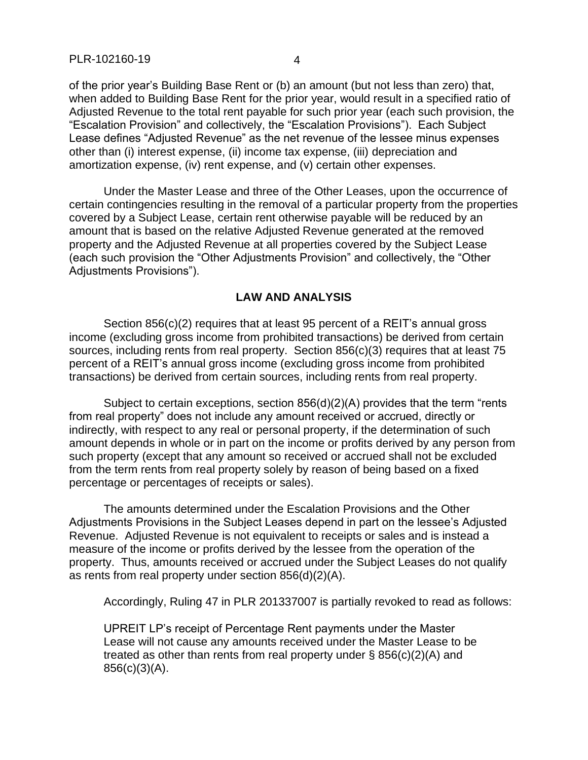of the prior year's Building Base Rent or (b) an amount (but not less than zero) that, when added to Building Base Rent for the prior year, would result in a specified ratio of Adjusted Revenue to the total rent payable for such prior year (each such provision, the "Escalation Provision" and collectively, the "Escalation Provisions"). Each Subject Lease defines "Adjusted Revenue" as the net revenue of the lessee minus expenses other than (i) interest expense, (ii) income tax expense, (iii) depreciation and amortization expense, (iv) rent expense, and (v) certain other expenses.

Under the Master Lease and three of the Other Leases, upon the occurrence of certain contingencies resulting in the removal of a particular property from the properties covered by a Subject Lease, certain rent otherwise payable will be reduced by an amount that is based on the relative Adjusted Revenue generated at the removed property and the Adjusted Revenue at all properties covered by the Subject Lease (each such provision the "Other Adjustments Provision" and collectively, the "Other Adjustments Provisions").

## LAW AND ANALYSIS

Section 856(c)(2) requires that at least 95 percent of a REIT's annual gross income (excluding gross income from prohibited transactions) be derived from certain sources, including rents from real property. Section 856(c)(3) requires that at least 75 percent of a REIT's annual gross income (excluding gross income from prohibited transactions) be derived from certain sources, including rents from real property.

Subject to certain exceptions, section 856(d)(2)(A) provides that the term "rents from real property" does not include any amount received or accrued, directly or indirectly, with respect to any real or personal property, if the determination of such amount depends in whole or in part on the income or profits derived by any person from such property (except that any amount so received or accrued shall not be excluded from the term rents from real property solely by reason of being based on a fixed percentage or percentages of receipts or sales).

The amounts determined under the Escalation Provisions and the Other Adjustments Provisions in the Subject Leases depend in part on the lessee's Adjusted Revenue. Adjusted Revenue is not equivalent to receipts or sales and is instead a measure of the income or profits derived by the lessee from the operation of the property. Thus, amounts received or accrued under the Subject Leases do not qualify as rents from real property under section 856(d)(2)(A).

Accordingly, Ruling 47 in PLR 201337007 is partially revoked to read as follows:

> UPREIT LP's receipt of Percentage Rent payments under the Master Lease will not cause any amounts received under the Master Lease to be treated as other than rents from real property under § 856(c)(2)(A) and 856(c)(3)(A).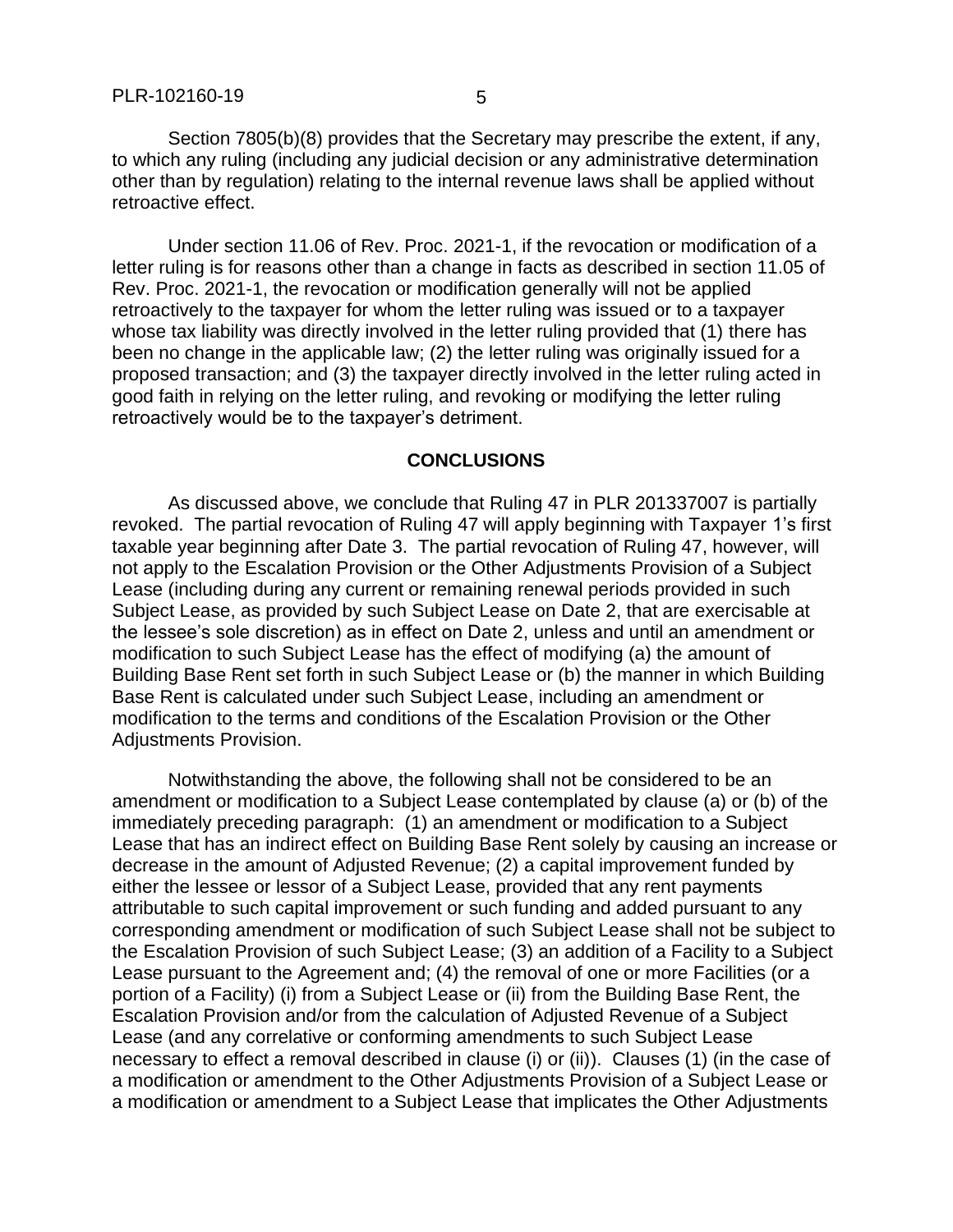Section 7805(b)(8) provides that the Secretary may prescribe the extent, if any, to which any ruling (including any judicial decision or any administrative determination other than by regulation) relating to the internal revenue laws shall be applied without retroactive effect.

Under section 11.06 of Rev. Proc. 2021-1, if the revocation or modification of a letter ruling is for reasons other than a change in facts as described in section 11.05 of Rev. Proc. 2021-1, the revocation or modification generally will not be applied retroactively to the taxpayer for whom the letter ruling was issued or to a taxpayer whose tax liability was directly involved in the letter ruling provided that (1) there has been no change in the applicable law; (2) the letter ruling was originally issued for a proposed transaction; and (3) the taxpayer directly involved in the letter ruling acted in good faith in relying on the letter ruling, and revoking or modifying the letter ruling retroactively would be to the taxpayer's detriment.

## CONCLUSIONS

As discussed above, we conclude that Ruling 47 in PLR 201337007 is partially revoked. The partial revocation of Ruling 47 will apply beginning with Taxpayer 1's first taxable year beginning after Date 3. The partial revocation of Ruling 47, however, will not apply to the Escalation Provision or the Other Adjustments Provision of a Subject Lease (including during any current or remaining renewal periods provided in such Subject Lease, as provided by such Subject Lease on Date 2, that are exercisable at the lessee's sole discretion) as in effect on Date 2, unless and until an amendment or modification to such Subject Lease has the effect of modifying (a) the amount of Building Base Rent set forth in such Subject Lease or (b) the manner in which Building Base Rent is calculated under such Subject Lease, including an amendment or modification to the terms and conditions of the Escalation Provision or the Other Adjustments Provision.

Notwithstanding the above, the following shall not be considered to be an amendment or modification to a Subject Lease contemplated by clause (a) or (b) of the immediately preceding paragraph: (1) an amendment or modification to a Subject Lease that has an indirect effect on Building Base Rent solely by causing an increase or decrease in the amount of Adjusted Revenue; (2) a capital improvement funded by either the lessee or lessor of a Subject Lease, provided that any rent payments attributable to such capital improvement or such funding and added pursuant to any corresponding amendment or modification of such Subject Lease shall not be subject to the Escalation Provision of such Subject Lease; (3) an addition of a Facility to a Subject Lease pursuant to the Agreement and; (4) the removal of one or more Facilities (or a portion of a Facility) (i) from a Subject Lease or (ii) from the Building Base Rent, the Escalation Provision and/or from the calculation of Adjusted Revenue of a Subject Lease (and any correlative or conforming amendments to such Subject Lease necessary to effect a removal described in clause (i) or (ii)). Clauses (1) (in the case of a modification or amendment to the Other Adjustments Provision of a Subject Lease or a modification or amendment to a Subject Lease that implicates the Other Adjustments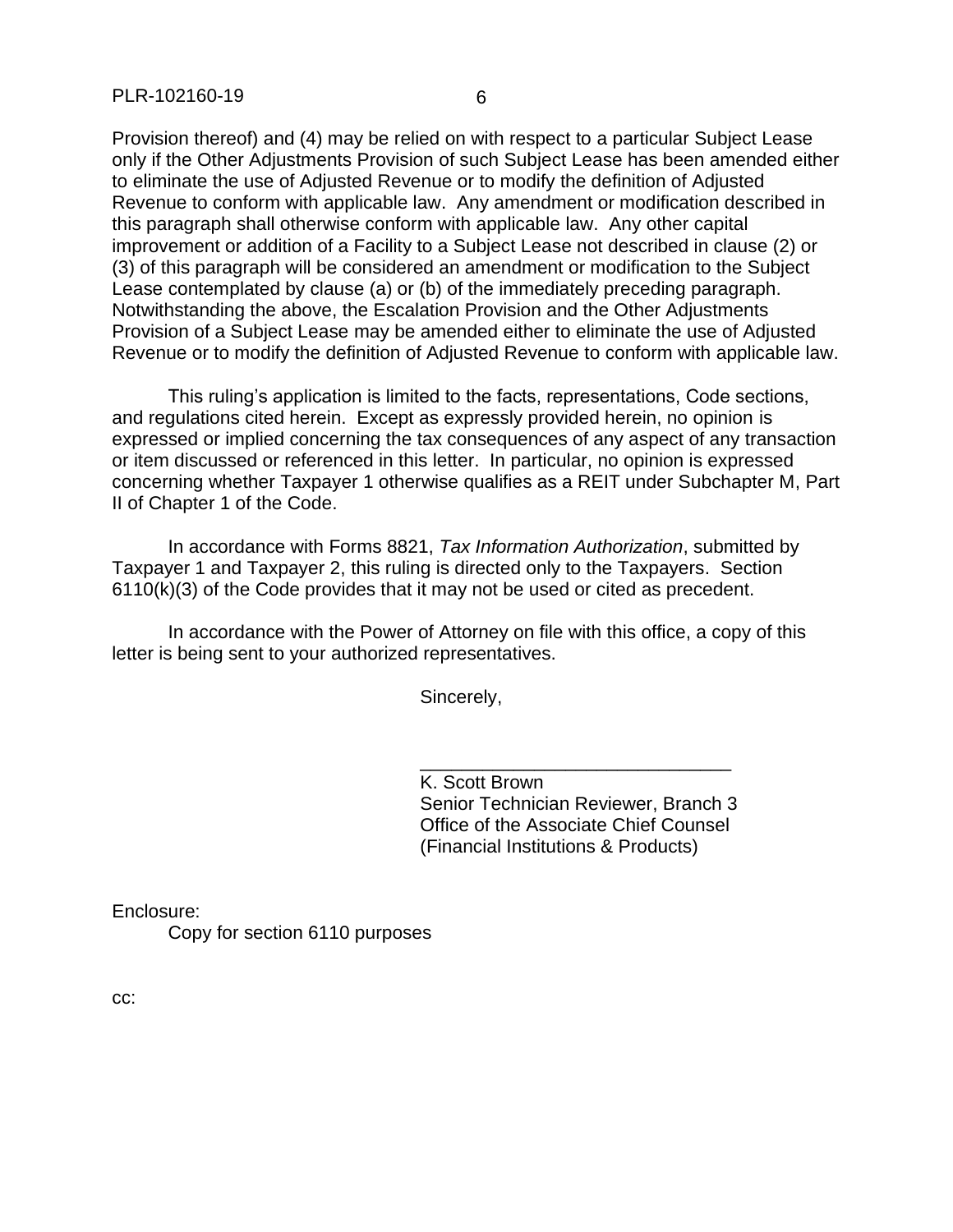Provision thereof) and (4) may be relied on with respect to a particular Subject Lease only if the Other Adjustments Provision of such Subject Lease has been amended either to eliminate the use of Adjusted Revenue or to modify the definition of Adjusted Revenue to conform with applicable law. Any amendment or modification described in this paragraph shall otherwise conform with applicable law. Any other capital improvement or addition of a Facility to a Subject Lease not described in clause (2) or (3) of this paragraph will be considered an amendment or modification to the Subject Lease contemplated by clause (a) or (b) of the immediately preceding paragraph. Notwithstanding the above, the Escalation Provision and the Other Adjustments Provision of a Subject Lease may be amended either to eliminate the use of Adjusted Revenue or to modify the definition of Adjusted Revenue to conform with applicable law.

This ruling's application is limited to the facts, representations, Code sections, and regulations cited herein. Except as expressly provided herein, no opinion is expressed or implied concerning the tax consequences of any aspect of any transaction or item discussed or referenced in this letter. In particular, no opinion is expressed concerning whether Taxpayer 1 otherwise qualifies as a REIT under Subchapter M, Part II of Chapter 1 of the Code.

In accordance with Forms 8821, *Tax Information Authorization*, submitted by Taxpayer 1 and Taxpayer 2, this ruling is directed only to the Taxpayers. Section 6110(k)(3) of the Code provides that it may not be used or cited as precedent.

In accordance with the Power of Attorney on file with this office, a copy of this letter is being sent to your authorized representatives.

Sincerely,

\_\_\_\_\_\_\_\_\_\_\_\_\_\_\_\_\_\_\_\_\_\_\_\_\_\_\_\_\_\_\_\_

K. Scott Brown
Senior Technician Reviewer, Branch 3
Office of the Associate Chief Counsel
(Financial Institutions & Products)

Enclosure:
Copy for section 6110 purposes

cc: